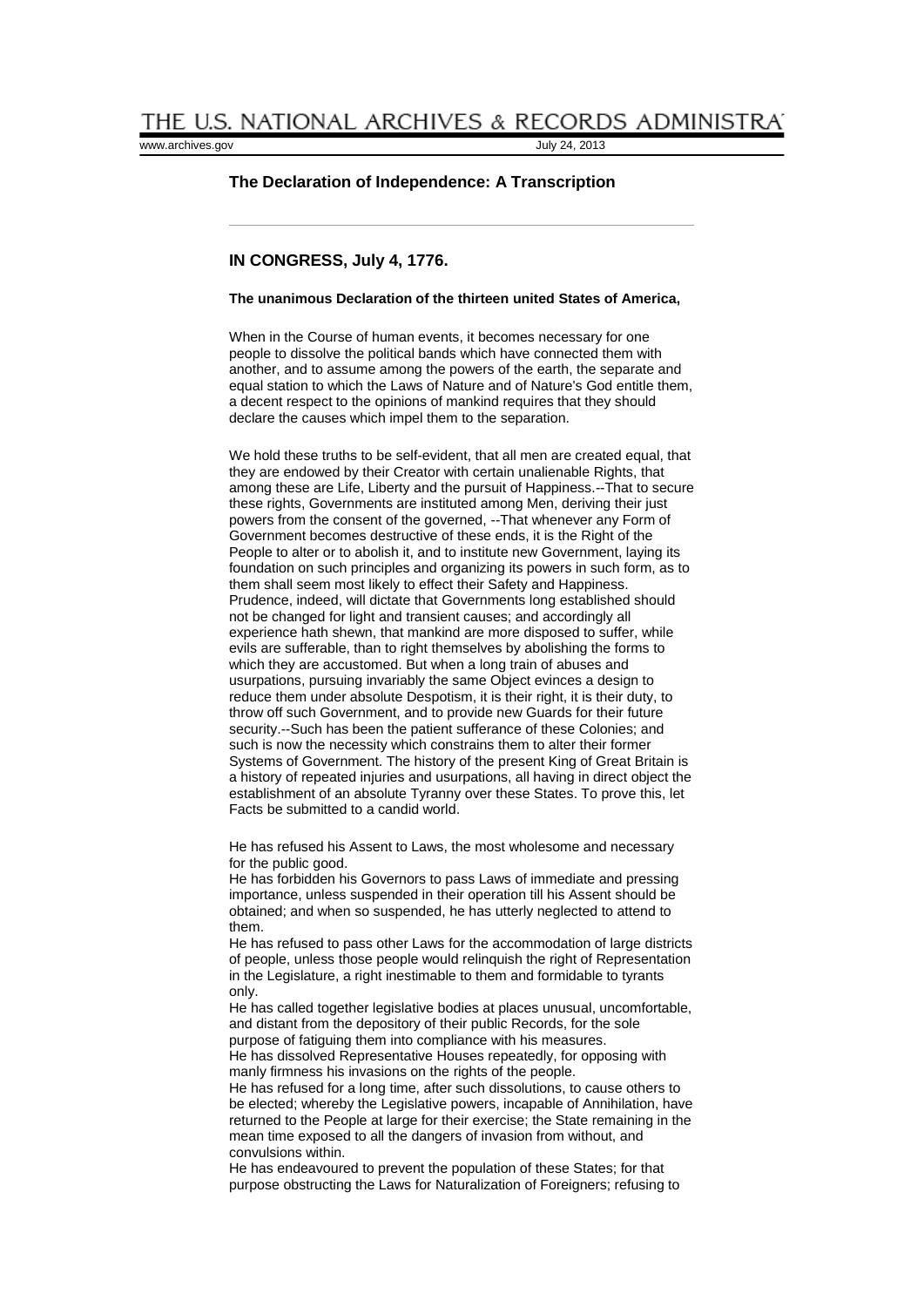## The Declaration of Independence: A Transcription

---

### IN CONGRESS, July 4, 1776.

**The unanimous Declaration of the thirteen united States of America,**

When in the Course of human events, it becomes necessary for one people to dissolve the political bands which have connected them with another, and to assume among the powers of the earth, the separate and equal station to which the Laws of Nature and of Nature's God entitle them, a decent respect to the opinions of mankind requires that they should declare the causes which impel them to the separation.

We hold these truths to be self-evident, that all men are created equal, that they are endowed by their Creator with certain unalienable Rights, that among these are Life, Liberty and the pursuit of Happiness.--That to secure these rights, Governments are instituted among Men, deriving their just powers from the consent of the governed, --That whenever any Form of Government becomes destructive of these ends, it is the Right of the People to alter or to abolish it, and to institute new Government, laying its foundation on such principles and organizing its powers in such form, as to them shall seem most likely to effect their Safety and Happiness. Prudence, indeed, will dictate that Governments long established should not be changed for light and transient causes; and accordingly all experience hath shewn, that mankind are more disposed to suffer, while evils are sufferable, than to right themselves by abolishing the forms to which they are accustomed. But when a long train of abuses and usurpations, pursuing invariably the same Object evinces a design to reduce them under absolute Despotism, it is their right, it is their duty, to throw off such Government, and to provide new Guards for their future security.--Such has been the patient sufferance of these Colonies; and such is now the necessity which constrains them to alter their former Systems of Government. The history of the present King of Great Britain is a history of repeated injuries and usurpations, all having in direct object the establishment of an absolute Tyranny over these States. To prove this, let Facts be submitted to a candid world.

He has refused his Assent to Laws, the most wholesome and necessary for the public good.
He has forbidden his Governors to pass Laws of immediate and pressing importance, unless suspended in their operation till his Assent should be obtained; and when so suspended, he has utterly neglected to attend to them.
He has refused to pass other Laws for the accommodation of large districts of people, unless those people would relinquish the right of Representation in the Legislature, a right inestimable to them and formidable to tyrants only.
He has called together legislative bodies at places unusual, uncomfortable, and distant from the depository of their public Records, for the sole purpose of fatiguing them into compliance with his measures.
He has dissolved Representative Houses repeatedly, for opposing with manly firmness his invasions on the rights of the people.
He has refused for a long time, after such dissolutions, to cause others to be elected; whereby the Legislative powers, incapable of Annihilation, have returned to the People at large for their exercise; the State remaining in the mean time exposed to all the dangers of invasion from without, and convulsions within.
He has endeavoured to prevent the population of these States; for that purpose obstructing the Laws for Naturalization of Foreigners; refusing to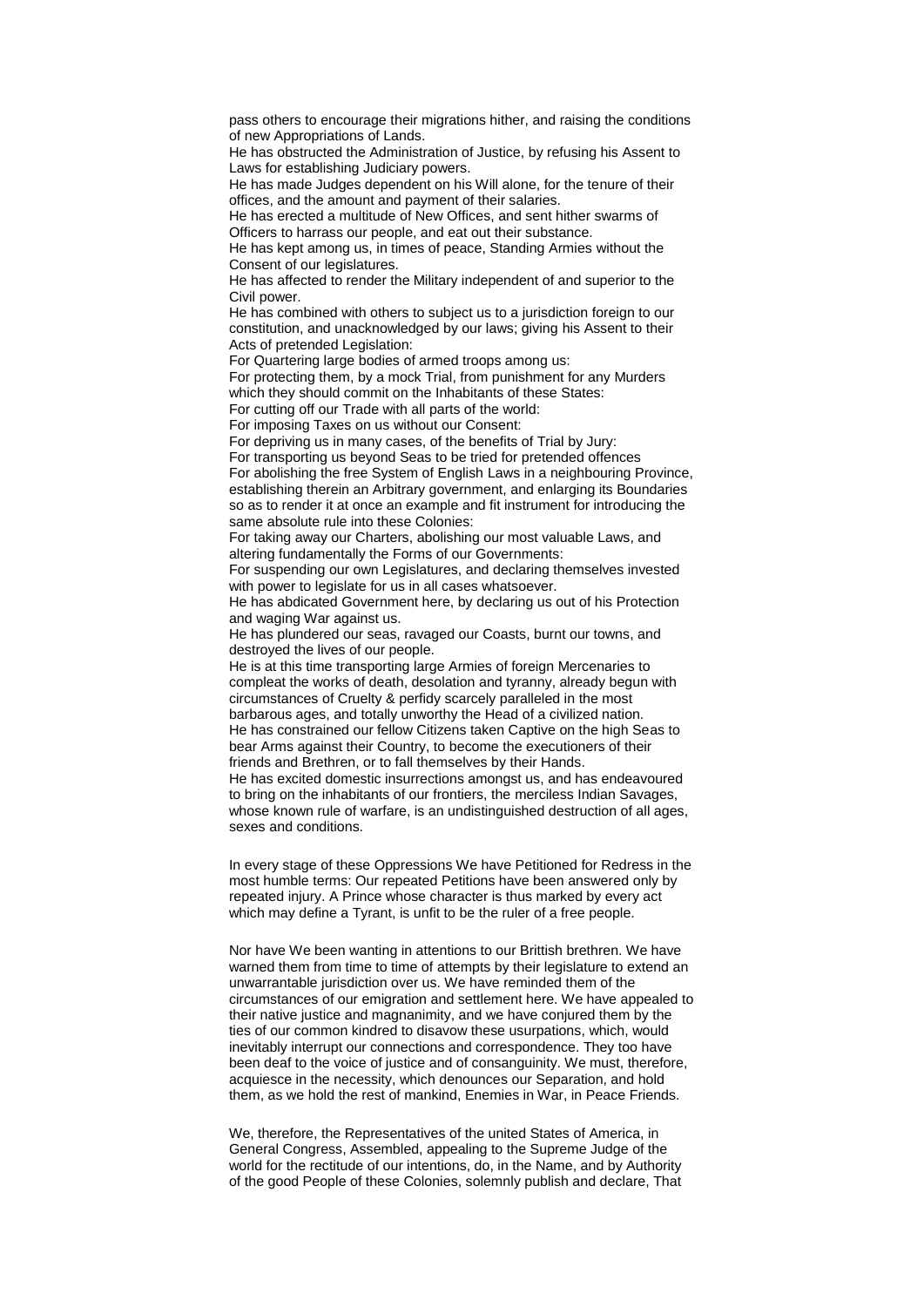pass others to encourage their migrations hither, and raising the conditions of new Appropriations of Lands.

He has obstructed the Administration of Justice, by refusing his Assent to Laws for establishing Judiciary powers.

He has made Judges dependent on his Will alone, for the tenure of their offices, and the amount and payment of their salaries.

He has erected a multitude of New Offices, and sent hither swarms of Officers to harrass our people, and eat out their substance.

He has kept among us, in times of peace, Standing Armies without the Consent of our legislatures.

He has affected to render the Military independent of and superior to the Civil power.

He has combined with others to subject us to a jurisdiction foreign to our constitution, and unacknowledged by our laws; giving his Assent to their Acts of pretended Legislation:

For Quartering large bodies of armed troops among us:

For protecting them, by a mock Trial, from punishment for any Murders which they should commit on the Inhabitants of these States:

For cutting off our Trade with all parts of the world:

For imposing Taxes on us without our Consent:

For depriving us in many cases, of the benefits of Trial by Jury:

For transporting us beyond Seas to be tried for pretended offences

For abolishing the free System of English Laws in a neighbouring Province, establishing therein an Arbitrary government, and enlarging its Boundaries so as to render it at once an example and fit instrument for introducing the same absolute rule into these Colonies:

For taking away our Charters, abolishing our most valuable Laws, and altering fundamentally the Forms of our Governments:

For suspending our own Legislatures, and declaring themselves invested with power to legislate for us in all cases whatsoever.

He has abdicated Government here, by declaring us out of his Protection and waging War against us.

He has plundered our seas, ravaged our Coasts, burnt our towns, and destroyed the lives of our people.

He is at this time transporting large Armies of foreign Mercenaries to compleat the works of death, desolation and tyranny, already begun with circumstances of Cruelty & perfidy scarcely paralleled in the most barbarous ages, and totally unworthy the Head of a civilized nation.

He has constrained our fellow Citizens taken Captive on the high Seas to bear Arms against their Country, to become the executioners of their friends and Brethren, or to fall themselves by their Hands.

He has excited domestic insurrections amongst us, and has endeavoured to bring on the inhabitants of our frontiers, the merciless Indian Savages, whose known rule of warfare, is an undistinguished destruction of all ages, sexes and conditions.

In every stage of these Oppressions We have Petitioned for Redress in the most humble terms: Our repeated Petitions have been answered only by repeated injury. A Prince whose character is thus marked by every act which may define a Tyrant, is unfit to be the ruler of a free people.

Nor have We been wanting in attentions to our Brittish brethren. We have warned them from time to time of attempts by their legislature to extend an unwarrantable jurisdiction over us. We have reminded them of the circumstances of our emigration and settlement here. We have appealed to their native justice and magnanimity, and we have conjured them by the ties of our common kindred to disavow these usurpations, which, would inevitably interrupt our connections and correspondence. They too have been deaf to the voice of justice and of consanguinity. We must, therefore, acquiesce in the necessity, which denounces our Separation, and hold them, as we hold the rest of mankind, Enemies in War, in Peace Friends.

We, therefore, the Representatives of the united States of America, in General Congress, Assembled, appealing to the Supreme Judge of the world for the rectitude of our intentions, do, in the Name, and by Authority of the good People of these Colonies, solemnly publish and declare, That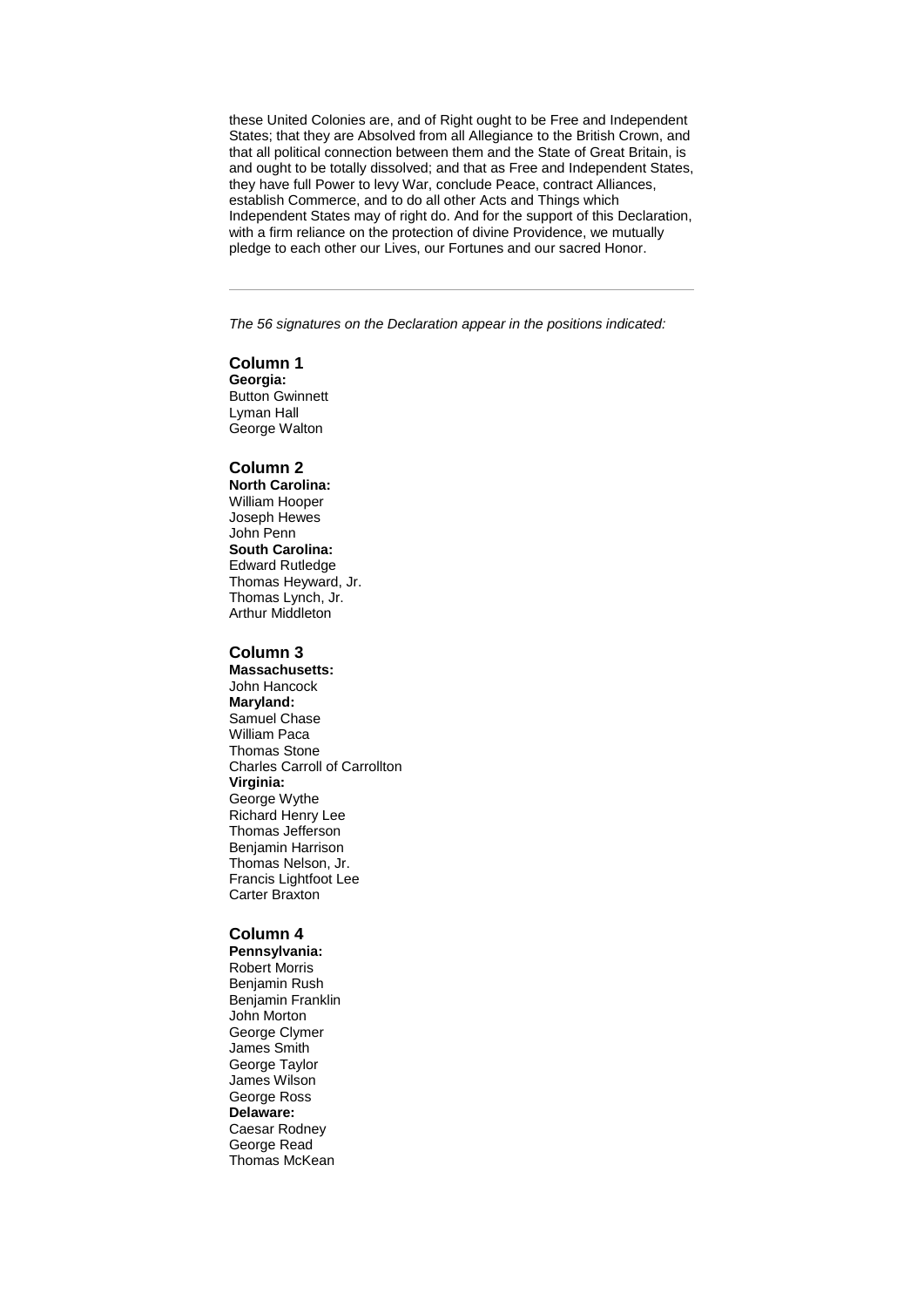these United Colonies are, and of Right ought to be Free and Independent States; that they are Absolved from all Allegiance to the British Crown, and that all political connection between them and the State of Great Britain, is and ought to be totally dissolved; and that as Free and Independent States, they have full Power to levy War, conclude Peace, contract Alliances, establish Commerce, and to do all other Acts and Things which Independent States may of right do. And for the support of this Declaration, with a firm reliance on the protection of divine Providence, we mutually pledge to each other our Lives, our Fortunes and our sacred Honor.

---

*The 56 signatures on the Declaration appear in the positions indicated:*

### Column 1

**Georgia:**
Button Gwinnett
Lyman Hall
George Walton

### Column 2

**North Carolina:**
William Hooper
Joseph Hewes
John Penn
**South Carolina:**
Edward Rutledge
Thomas Heyward, Jr.
Thomas Lynch, Jr.
Arthur Middleton

### Column 3

**Massachusetts:**
John Hancock
**Maryland:**
Samuel Chase
William Paca
Thomas Stone
Charles Carroll of Carrollton
**Virginia:**
George Wythe
Richard Henry Lee
Thomas Jefferson
Benjamin Harrison
Thomas Nelson, Jr.
Francis Lightfoot Lee
Carter Braxton

### Column 4

**Pennsylvania:**
Robert Morris
Benjamin Rush
Benjamin Franklin
John Morton
George Clymer
James Smith
George Taylor
James Wilson
George Ross
**Delaware:**
Caesar Rodney
George Read
Thomas McKean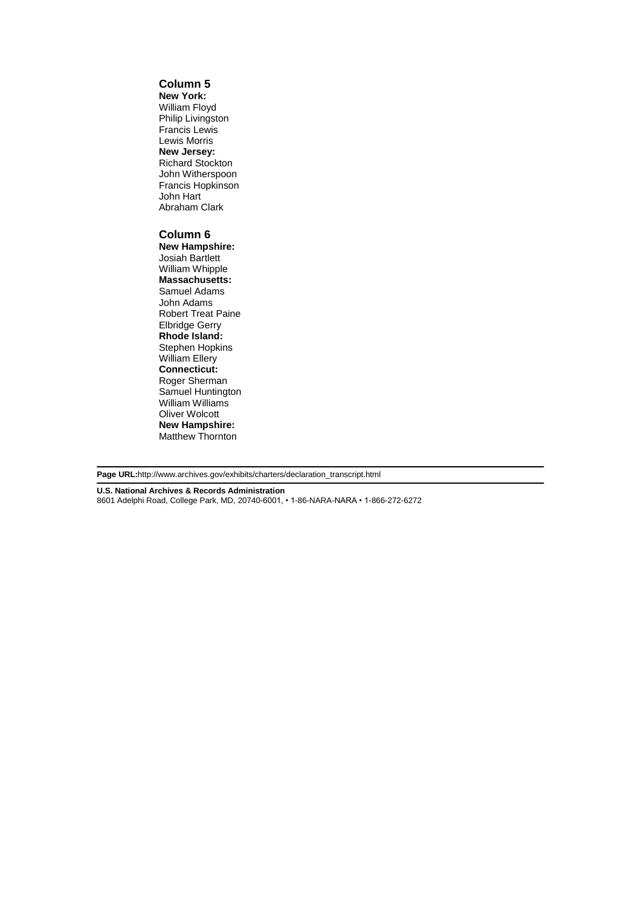### Column 5

**New York:**
William Floyd
Philip Livingston
Francis Lewis
Lewis Morris
**New Jersey:**
Richard Stockton
John Witherspoon
Francis Hopkinson
John Hart
Abraham Clark

### Column 6

**New Hampshire:**
Josiah Bartlett
William Whipple
**Massachusetts:**
Samuel Adams
John Adams
Robert Treat Paine
Elbridge Gerry
**Rhode Island:**
Stephen Hopkins
William Ellery
**Connecticut:**
Roger Sherman
Samuel Huntington
William Williams
Oliver Wolcott
**New Hampshire:**
Matthew Thornton

---

**Page URL:**http://www.archives.gov/exhibits/charters/declaration_transcript.html

---

**U.S. National Archives & Records Administration**
8601 Adelphi Road, College Park, MD, 20740-6001, • 1-86-NARA-NARA • 1-866-272-6272